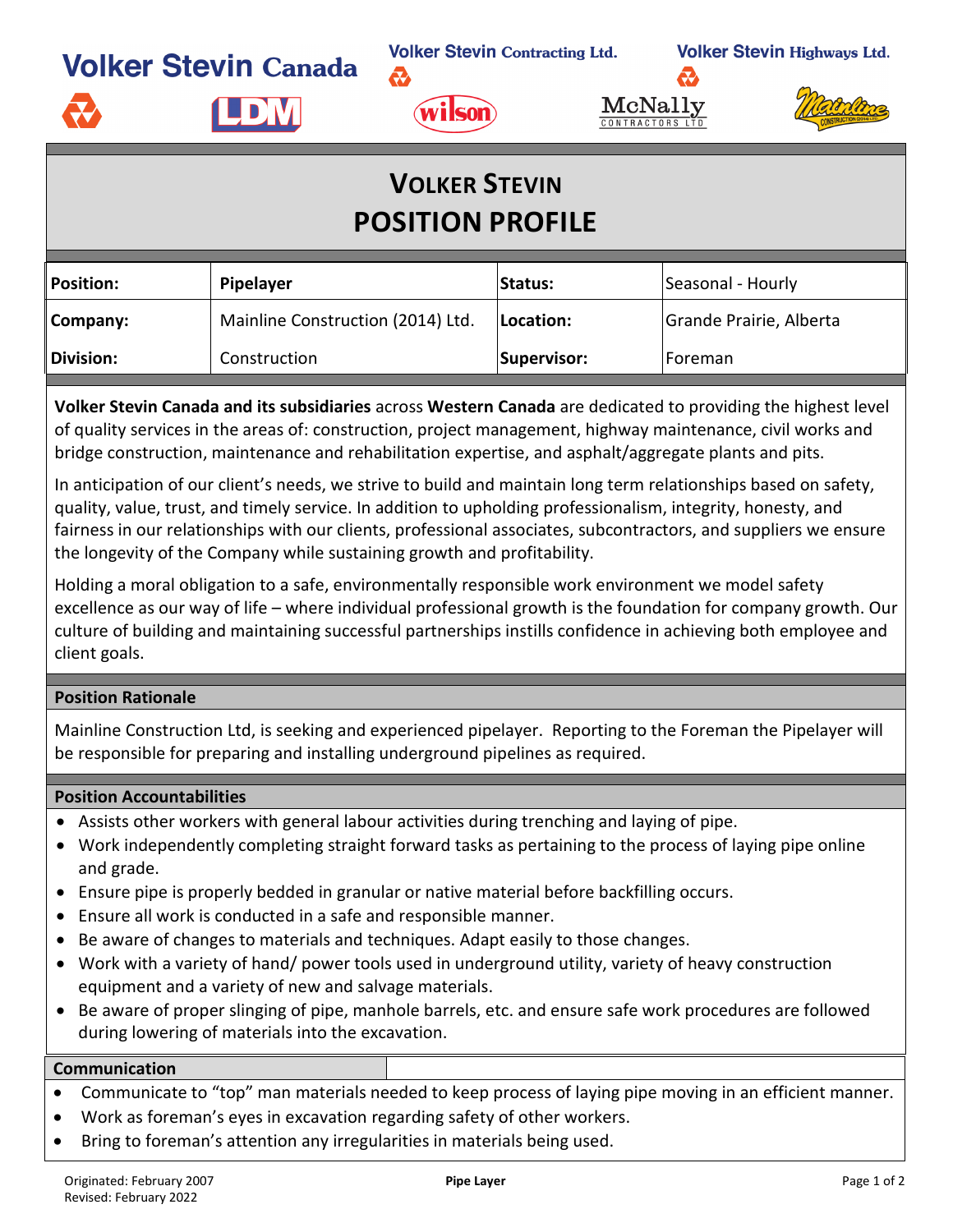Volker Stevin Canada

Volker Stevin Contracting Ltd.

Volker Stevin Highways Ltd.

# VOLKER STEVIN POSITION PROFILE

| Position: | Pipelayer | Status: | Seasonal - Hourly |
|---|---|---|---|
| Company: | Mainline Construction (2014) Ltd. | Location: | Grande Prairie, Alberta |
| Division: | Construction | Supervisor: | Foreman |

**Volker Stevin Canada and its subsidiaries** across **Western Canada** are dedicated to providing the highest level of quality services in the areas of: construction, project management, highway maintenance, civil works and bridge construction, maintenance and rehabilitation expertise, and asphalt/aggregate plants and pits.

In anticipation of our client's needs, we strive to build and maintain long term relationships based on safety, quality, value, trust, and timely service. In addition to upholding professionalism, integrity, honesty, and fairness in our relationships with our clients, professional associates, subcontractors, and suppliers we ensure the longevity of the Company while sustaining growth and profitability.

Holding a moral obligation to a safe, environmentally responsible work environment we model safety excellence as our way of life – where individual professional growth is the foundation for company growth. Our culture of building and maintaining successful partnerships instills confidence in achieving both employee and client goals.

## Position Rationale

Mainline Construction Ltd, is seeking and experienced pipelayer. Reporting to the Foreman the Pipelayer will be responsible for preparing and installing underground pipelines as required.

## Position Accountabilities

- Assists other workers with general labour activities during trenching and laying of pipe.
- Work independently completing straight forward tasks as pertaining to the process of laying pipe online and grade.
- Ensure pipe is properly bedded in granular or native material before backfilling occurs.
- Ensure all work is conducted in a safe and responsible manner.
- Be aware of changes to materials and techniques. Adapt easily to those changes.
- Work with a variety of hand/ power tools used in underground utility, variety of heavy construction equipment and a variety of new and salvage materials.
- Be aware of proper slinging of pipe, manhole barrels, etc. and ensure safe work procedures are followed during lowering of materials into the excavation.

## Communication

- Communicate to "top" man materials needed to keep process of laying pipe moving in an efficient manner.
- Work as foreman's eyes in excavation regarding safety of other workers.
- Bring to foreman's attention any irregularities in materials being used.

Originated: February 2007
Revised: February 2022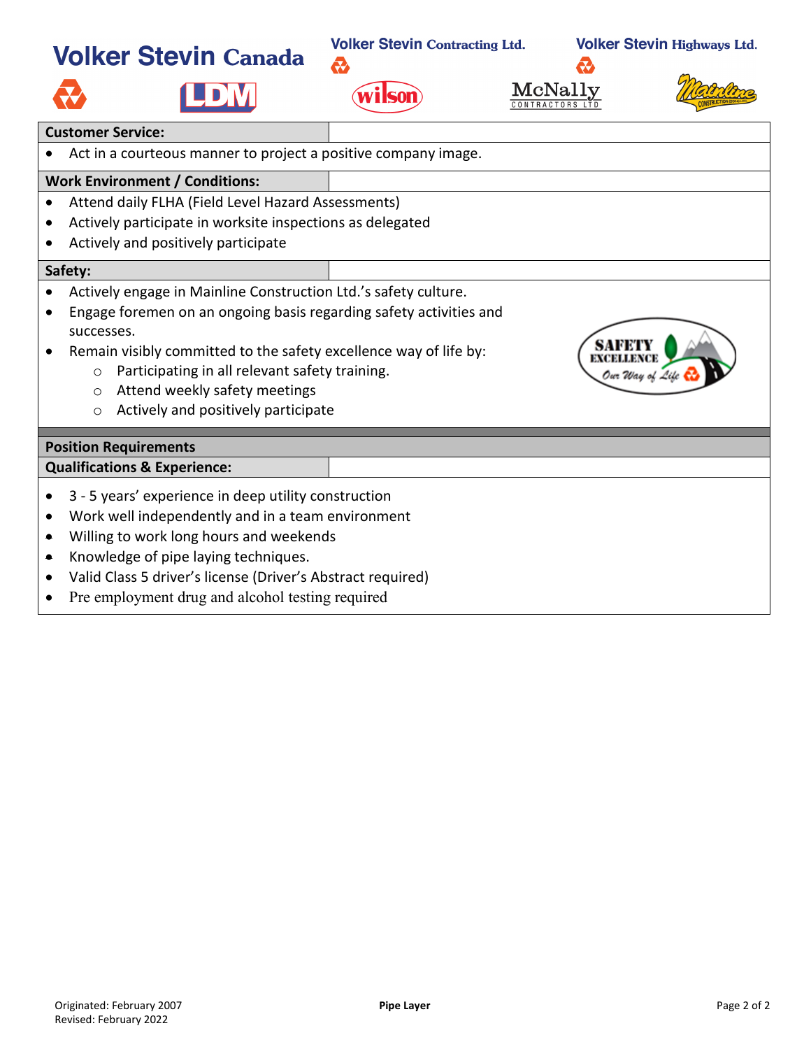**Customer Service:**

- Act in a courteous manner to project a positive company image.

**Work Environment / Conditions:**

- Attend daily FLHA (Field Level Hazard Assessments)
- Actively participate in worksite inspections as delegated
- Actively and positively participate

**Safety:**

- Actively engage in Mainline Construction Ltd.'s safety culture.
- Engage foremen on an ongoing basis regarding safety activities and successes.
- Remain visibly committed to the safety excellence way of life by:
  - Participating in all relevant safety training.
  - Attend weekly safety meetings
  - Actively and positively participate

## Position Requirements

**Qualifications & Experience:**

- 3 - 5 years' experience in deep utility construction
- Work well independently and in a team environment
- Willing to work long hours and weekends
- Knowledge of pipe laying techniques.
- Valid Class 5 driver's license (Driver's Abstract required)
- Pre employment drug and alcohol testing required

Originated: February 2007
Revised: February 2022